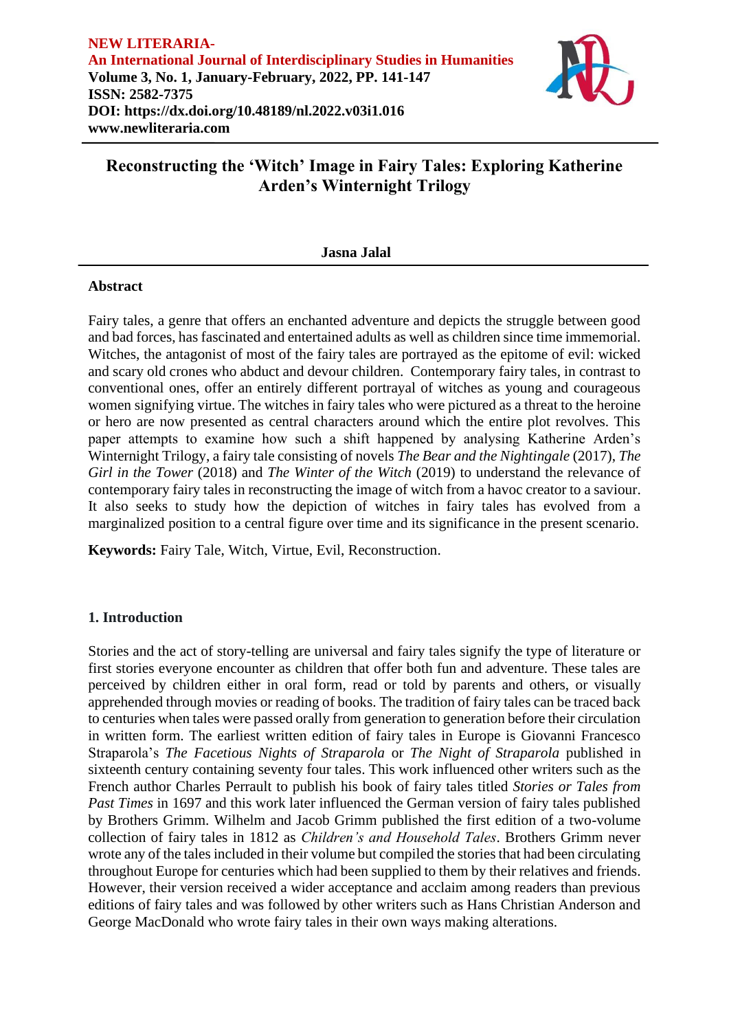**NEW LITERARIA-**
**An International Journal of Interdisciplinary Studies in Humanities**
**Volume 3, No. 1, January-February, 2022, PP. 141-147**
**ISSN: 2582-7375**
**DOI: https://dx.doi.org/10.48189/nl.2022.v03i1.016**
**www.newliteraria.com**

# Reconstructing the 'Witch' Image in Fairy Tales: Exploring Katherine Arden's Winternight Trilogy

**Jasna Jalal**

### Abstract

Fairy tales, a genre that offers an enchanted adventure and depicts the struggle between good and bad forces, has fascinated and entertained adults as well as children since time immemorial. Witches, the antagonist of most of the fairy tales are portrayed as the epitome of evil: wicked and scary old crones who abduct and devour children. Contemporary fairy tales, in contrast to conventional ones, offer an entirely different portrayal of witches as young and courageous women signifying virtue. The witches in fairy tales who were pictured as a threat to the heroine or hero are now presented as central characters around which the entire plot revolves. This paper attempts to examine how such a shift happened by analysing Katherine Arden's Winternight Trilogy, a fairy tale consisting of novels *The Bear and the Nightingale* (2017), *The Girl in the Tower* (2018) and *The Winter of the Witch* (2019) to understand the relevance of contemporary fairy tales in reconstructing the image of witch from a havoc creator to a saviour. It also seeks to study how the depiction of witches in fairy tales has evolved from a marginalized position to a central figure over time and its significance in the present scenario.

**Keywords:** Fairy Tale, Witch, Virtue, Evil, Reconstruction.

## 1. Introduction

Stories and the act of story-telling are universal and fairy tales signify the type of literature or first stories everyone encounter as children that offer both fun and adventure. These tales are perceived by children either in oral form, read or told by parents and others, or visually apprehended through movies or reading of books. The tradition of fairy tales can be traced back to centuries when tales were passed orally from generation to generation before their circulation in written form. The earliest written edition of fairy tales in Europe is Giovanni Francesco Straparola's *The Facetious Nights of Straparola* or *The Night of Straparola* published in sixteenth century containing seventy four tales. This work influenced other writers such as the French author Charles Perrault to publish his book of fairy tales titled *Stories or Tales from Past Times* in 1697 and this work later influenced the German version of fairy tales published by Brothers Grimm. Wilhelm and Jacob Grimm published the first edition of a two-volume collection of fairy tales in 1812 as *Children's and Household Tales*. Brothers Grimm never wrote any of the tales included in their volume but compiled the stories that had been circulating throughout Europe for centuries which had been supplied to them by their relatives and friends. However, their version received a wider acceptance and acclaim among readers than previous editions of fairy tales and was followed by other writers such as Hans Christian Anderson and George MacDonald who wrote fairy tales in their own ways making alterations.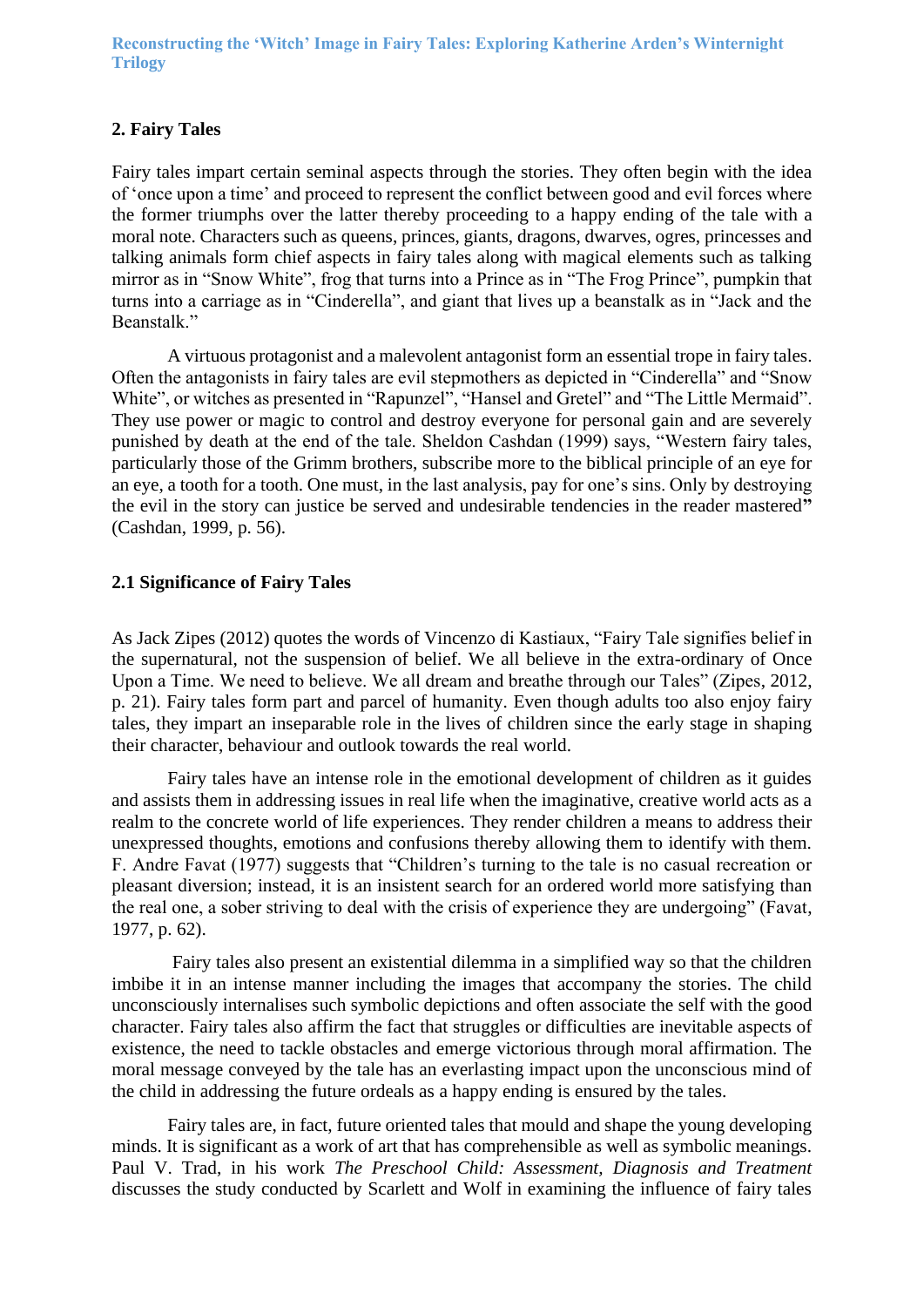## 2. Fairy Tales

Fairy tales impart certain seminal aspects through the stories. They often begin with the idea of 'once upon a time' and proceed to represent the conflict between good and evil forces where the former triumphs over the latter thereby proceeding to a happy ending of the tale with a moral note. Characters such as queens, princes, giants, dragons, dwarves, ogres, princesses and talking animals form chief aspects in fairy tales along with magical elements such as talking mirror as in "Snow White", frog that turns into a Prince as in "The Frog Prince", pumpkin that turns into a carriage as in "Cinderella", and giant that lives up a beanstalk as in "Jack and the Beanstalk."

A virtuous protagonist and a malevolent antagonist form an essential trope in fairy tales. Often the antagonists in fairy tales are evil stepmothers as depicted in "Cinderella" and "Snow White", or witches as presented in "Rapunzel", "Hansel and Gretel" and "The Little Mermaid". They use power or magic to control and destroy everyone for personal gain and are severely punished by death at the end of the tale. Sheldon Cashdan (1999) says, "Western fairy tales, particularly those of the Grimm brothers, subscribe more to the biblical principle of an eye for an eye, a tooth for a tooth. One must, in the last analysis, pay for one's sins. Only by destroying the evil in the story can justice be served and undesirable tendencies in the reader mastered**"** (Cashdan, 1999, p. 56).

### 2.1 Significance of Fairy Tales

As Jack Zipes (2012) quotes the words of Vincenzo di Kastiaux, "Fairy Tale signifies belief in the supernatural, not the suspension of belief. We all believe in the extra-ordinary of Once Upon a Time. We need to believe. We all dream and breathe through our Tales" (Zipes, 2012, p. 21). Fairy tales form part and parcel of humanity. Even though adults too also enjoy fairy tales, they impart an inseparable role in the lives of children since the early stage in shaping their character, behaviour and outlook towards the real world.

Fairy tales have an intense role in the emotional development of children as it guides and assists them in addressing issues in real life when the imaginative, creative world acts as a realm to the concrete world of life experiences. They render children a means to address their unexpressed thoughts, emotions and confusions thereby allowing them to identify with them. F. Andre Favat (1977) suggests that "Children's turning to the tale is no casual recreation or pleasant diversion; instead, it is an insistent search for an ordered world more satisfying than the real one, a sober striving to deal with the crisis of experience they are undergoing" (Favat, 1977, p. 62).

Fairy tales also present an existential dilemma in a simplified way so that the children imbibe it in an intense manner including the images that accompany the stories. The child unconsciously internalises such symbolic depictions and often associate the self with the good character. Fairy tales also affirm the fact that struggles or difficulties are inevitable aspects of existence, the need to tackle obstacles and emerge victorious through moral affirmation. The moral message conveyed by the tale has an everlasting impact upon the unconscious mind of the child in addressing the future ordeals as a happy ending is ensured by the tales.

Fairy tales are, in fact, future oriented tales that mould and shape the young developing minds. It is significant as a work of art that has comprehensible as well as symbolic meanings. Paul V. Trad, in his work *The Preschool Child: Assessment, Diagnosis and Treatment* discusses the study conducted by Scarlett and Wolf in examining the influence of fairy tales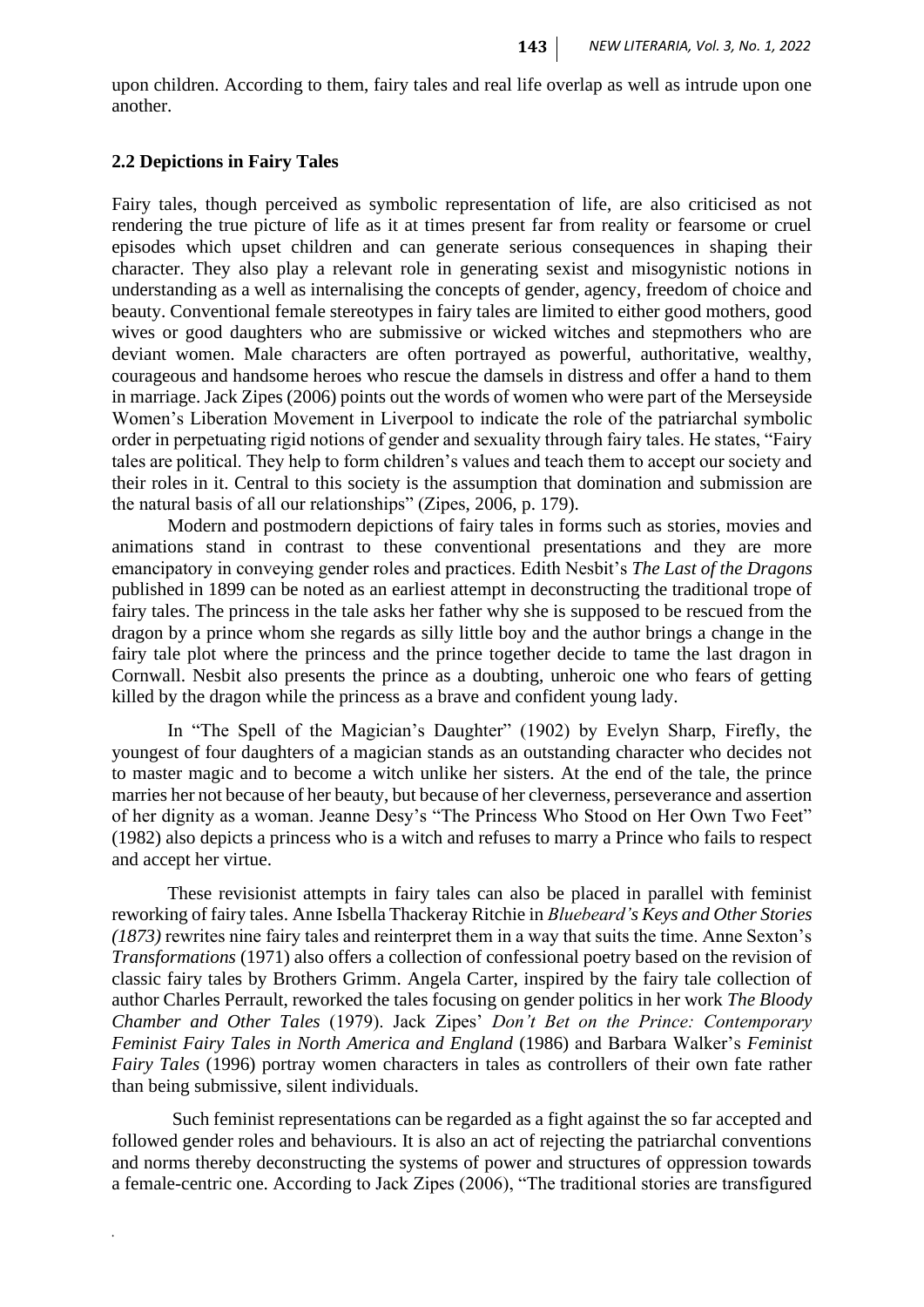upon children. According to them, fairy tales and real life overlap as well as intrude upon one another.

### 2.2 Depictions in Fairy Tales

Fairy tales, though perceived as symbolic representation of life, are also criticised as not rendering the true picture of life as it at times present far from reality or fearsome or cruel episodes which upset children and can generate serious consequences in shaping their character. They also play a relevant role in generating sexist and misogynistic notions in understanding as a well as internalising the concepts of gender, agency, freedom of choice and beauty. Conventional female stereotypes in fairy tales are limited to either good mothers, good wives or good daughters who are submissive or wicked witches and stepmothers who are deviant women. Male characters are often portrayed as powerful, authoritative, wealthy, courageous and handsome heroes who rescue the damsels in distress and offer a hand to them in marriage. Jack Zipes (2006) points out the words of women who were part of the Merseyside Women's Liberation Movement in Liverpool to indicate the role of the patriarchal symbolic order in perpetuating rigid notions of gender and sexuality through fairy tales. He states, "Fairy tales are political. They help to form children's values and teach them to accept our society and their roles in it. Central to this society is the assumption that domination and submission are the natural basis of all our relationships" (Zipes, 2006, p. 179).

Modern and postmodern depictions of fairy tales in forms such as stories, movies and animations stand in contrast to these conventional presentations and they are more emancipatory in conveying gender roles and practices. Edith Nesbit's *The Last of the Dragons* published in 1899 can be noted as an earliest attempt in deconstructing the traditional trope of fairy tales. The princess in the tale asks her father why she is supposed to be rescued from the dragon by a prince whom she regards as silly little boy and the author brings a change in the fairy tale plot where the princess and the prince together decide to tame the last dragon in Cornwall. Nesbit also presents the prince as a doubting, unheroic one who fears of getting killed by the dragon while the princess as a brave and confident young lady.

In "The Spell of the Magician's Daughter" (1902) by Evelyn Sharp, Firefly, the youngest of four daughters of a magician stands as an outstanding character who decides not to master magic and to become a witch unlike her sisters. At the end of the tale, the prince marries her not because of her beauty, but because of her cleverness, perseverance and assertion of her dignity as a woman. Jeanne Desy's "The Princess Who Stood on Her Own Two Feet" (1982) also depicts a princess who is a witch and refuses to marry a Prince who fails to respect and accept her virtue.

These revisionist attempts in fairy tales can also be placed in parallel with feminist reworking of fairy tales. Anne Isbella Thackeray Ritchie in *Bluebeard's Keys and Other Stories (1873)* rewrites nine fairy tales and reinterpret them in a way that suits the time. Anne Sexton's *Transformations* (1971) also offers a collection of confessional poetry based on the revision of classic fairy tales by Brothers Grimm. Angela Carter, inspired by the fairy tale collection of author Charles Perrault, reworked the tales focusing on gender politics in her work *The Bloody Chamber and Other Tales* (1979). Jack Zipes' *Don't Bet on the Prince: Contemporary Feminist Fairy Tales in North America and England* (1986) and Barbara Walker's *Feminist Fairy Tales* (1996) portray women characters in tales as controllers of their own fate rather than being submissive, silent individuals.

Such feminist representations can be regarded as a fight against the so far accepted and followed gender roles and behaviours. It is also an act of rejecting the patriarchal conventions and norms thereby deconstructing the systems of power and structures of oppression towards a female-centric one. According to Jack Zipes (2006), "The traditional stories are transfigured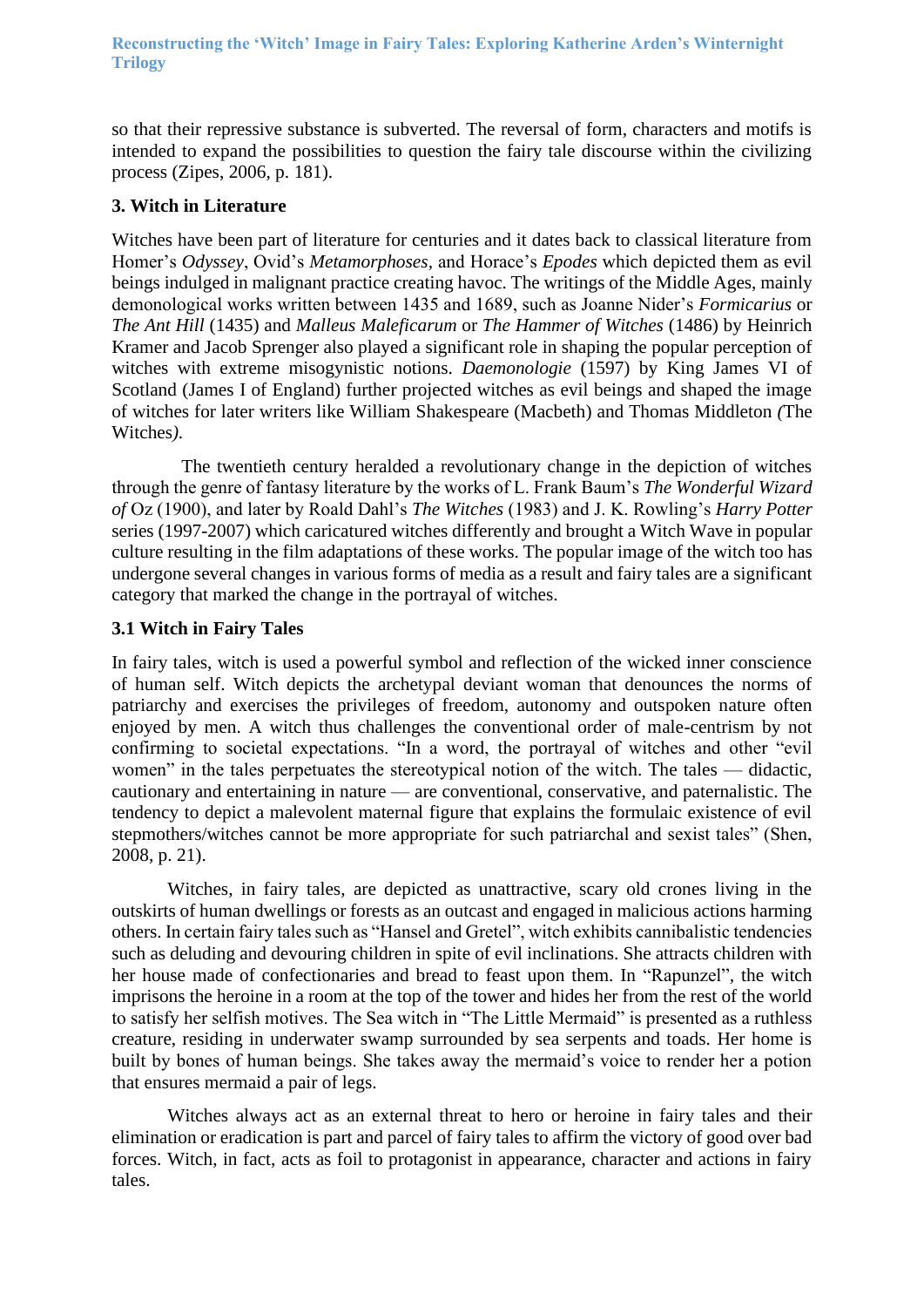so that their repressive substance is subverted. The reversal of form, characters and motifs is intended to expand the possibilities to question the fairy tale discourse within the civilizing process (Zipes, 2006, p. 181).

## 3. Witch in Literature

Witches have been part of literature for centuries and it dates back to classical literature from Homer's *Odyssey*, Ovid's *Metamorphoses*, and Horace's *Epodes* which depicted them as evil beings indulged in malignant practice creating havoc. The writings of the Middle Ages, mainly demonological works written between 1435 and 1689, such as Joanne Nider's *Formicarius* or *The Ant Hill* (1435) and *Malleus Maleficarum* or *The Hammer of Witches* (1486) by Heinrich Kramer and Jacob Sprenger also played a significant role in shaping the popular perception of witches with extreme misogynistic notions. *Daemonologie* (1597) by King James VI of Scotland (James I of England) further projected witches as evil beings and shaped the image of witches for later writers like William Shakespeare (Macbeth) and Thomas Middleton *(*The Witches*)*.

The twentieth century heralded a revolutionary change in the depiction of witches through the genre of fantasy literature by the works of L. Frank Baum's *The Wonderful Wizard of* Oz (1900), and later by Roald Dahl's *The Witches* (1983) and J. K. Rowling's *Harry Potter* series (1997-2007) which caricatured witches differently and brought a Witch Wave in popular culture resulting in the film adaptations of these works. The popular image of the witch too has undergone several changes in various forms of media as a result and fairy tales are a significant category that marked the change in the portrayal of witches.

### 3.1 Witch in Fairy Tales

In fairy tales, witch is used a powerful symbol and reflection of the wicked inner conscience of human self. Witch depicts the archetypal deviant woman that denounces the norms of patriarchy and exercises the privileges of freedom, autonomy and outspoken nature often enjoyed by men. A witch thus challenges the conventional order of male-centrism by not confirming to societal expectations. "In a word, the portrayal of witches and other "evil women" in the tales perpetuates the stereotypical notion of the witch. The tales — didactic, cautionary and entertaining in nature — are conventional, conservative, and paternalistic. The tendency to depict a malevolent maternal figure that explains the formulaic existence of evil stepmothers/witches cannot be more appropriate for such patriarchal and sexist tales" (Shen, 2008, p. 21).

Witches, in fairy tales, are depicted as unattractive, scary old crones living in the outskirts of human dwellings or forests as an outcast and engaged in malicious actions harming others. In certain fairy tales such as "Hansel and Gretel", witch exhibits cannibalistic tendencies such as deluding and devouring children in spite of evil inclinations. She attracts children with her house made of confectionaries and bread to feast upon them. In "Rapunzel", the witch imprisons the heroine in a room at the top of the tower and hides her from the rest of the world to satisfy her selfish motives. The Sea witch in "The Little Mermaid" is presented as a ruthless creature, residing in underwater swamp surrounded by sea serpents and toads. Her home is built by bones of human beings. She takes away the mermaid's voice to render her a potion that ensures mermaid a pair of legs.

Witches always act as an external threat to hero or heroine in fairy tales and their elimination or eradication is part and parcel of fairy tales to affirm the victory of good over bad forces. Witch, in fact, acts as foil to protagonist in appearance, character and actions in fairy tales.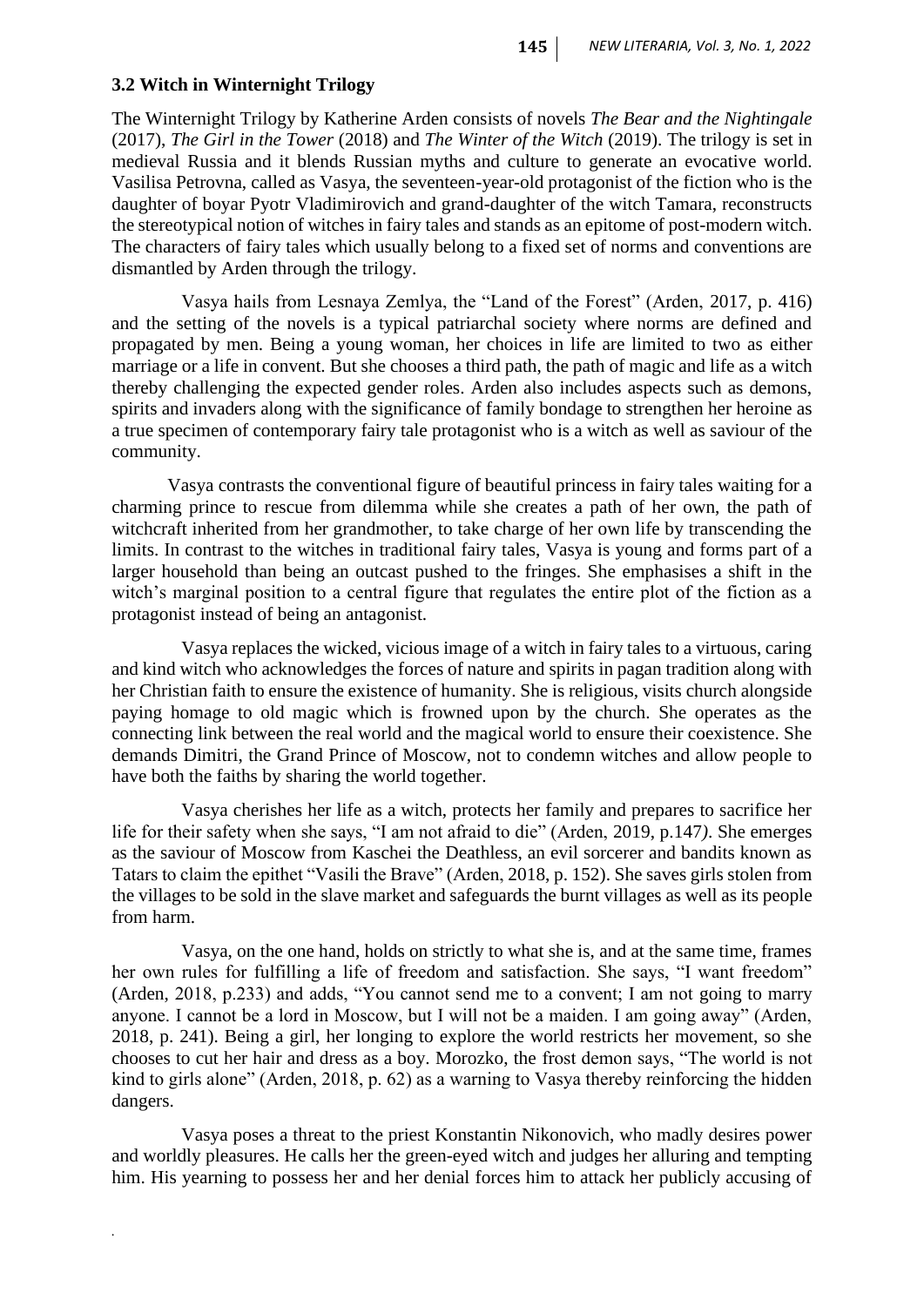### 3.2 Witch in Winternight Trilogy

The Winternight Trilogy by Katherine Arden consists of novels *The Bear and the Nightingale* (2017), *The Girl in the Tower* (2018) and *The Winter of the Witch* (2019). The trilogy is set in medieval Russia and it blends Russian myths and culture to generate an evocative world. Vasilisa Petrovna, called as Vasya, the seventeen-year-old protagonist of the fiction who is the daughter of boyar Pyotr Vladimirovich and grand-daughter of the witch Tamara, reconstructs the stereotypical notion of witches in fairy tales and stands as an epitome of post-modern witch. The characters of fairy tales which usually belong to a fixed set of norms and conventions are dismantled by Arden through the trilogy.

Vasya hails from Lesnaya Zemlya, the "Land of the Forest" (Arden, 2017, p. 416) and the setting of the novels is a typical patriarchal society where norms are defined and propagated by men. Being a young woman, her choices in life are limited to two as either marriage or a life in convent. But she chooses a third path, the path of magic and life as a witch thereby challenging the expected gender roles. Arden also includes aspects such as demons, spirits and invaders along with the significance of family bondage to strengthen her heroine as a true specimen of contemporary fairy tale protagonist who is a witch as well as saviour of the community.

Vasya contrasts the conventional figure of beautiful princess in fairy tales waiting for a charming prince to rescue from dilemma while she creates a path of her own, the path of witchcraft inherited from her grandmother, to take charge of her own life by transcending the limits. In contrast to the witches in traditional fairy tales, Vasya is young and forms part of a larger household than being an outcast pushed to the fringes. She emphasises a shift in the witch's marginal position to a central figure that regulates the entire plot of the fiction as a protagonist instead of being an antagonist.

Vasya replaces the wicked, vicious image of a witch in fairy tales to a virtuous, caring and kind witch who acknowledges the forces of nature and spirits in pagan tradition along with her Christian faith to ensure the existence of humanity. She is religious, visits church alongside paying homage to old magic which is frowned upon by the church. She operates as the connecting link between the real world and the magical world to ensure their coexistence. She demands Dimitri, the Grand Prince of Moscow, not to condemn witches and allow people to have both the faiths by sharing the world together.

Vasya cherishes her life as a witch, protects her family and prepares to sacrifice her life for their safety when she says, "I am not afraid to die" (Arden, 2019, p.147). She emerges as the saviour of Moscow from Kaschei the Deathless, an evil sorcerer and bandits known as Tatars to claim the epithet "Vasili the Brave" (Arden, 2018, p. 152). She saves girls stolen from the villages to be sold in the slave market and safeguards the burnt villages as well as its people from harm.

Vasya, on the one hand, holds on strictly to what she is, and at the same time, frames her own rules for fulfilling a life of freedom and satisfaction. She says, "I want freedom" (Arden, 2018, p.233) and adds, "You cannot send me to a convent; I am not going to marry anyone. I cannot be a lord in Moscow, but I will not be a maiden. I am going away" (Arden, 2018, p. 241). Being a girl, her longing to explore the world restricts her movement, so she chooses to cut her hair and dress as a boy. Morozko, the frost demon says, "The world is not kind to girls alone" (Arden, 2018, p. 62) as a warning to Vasya thereby reinforcing the hidden dangers.

Vasya poses a threat to the priest Konstantin Nikonovich, who madly desires power and worldly pleasures. He calls her the green-eyed witch and judges her alluring and tempting him. His yearning to possess her and her denial forces him to attack her publicly accusing of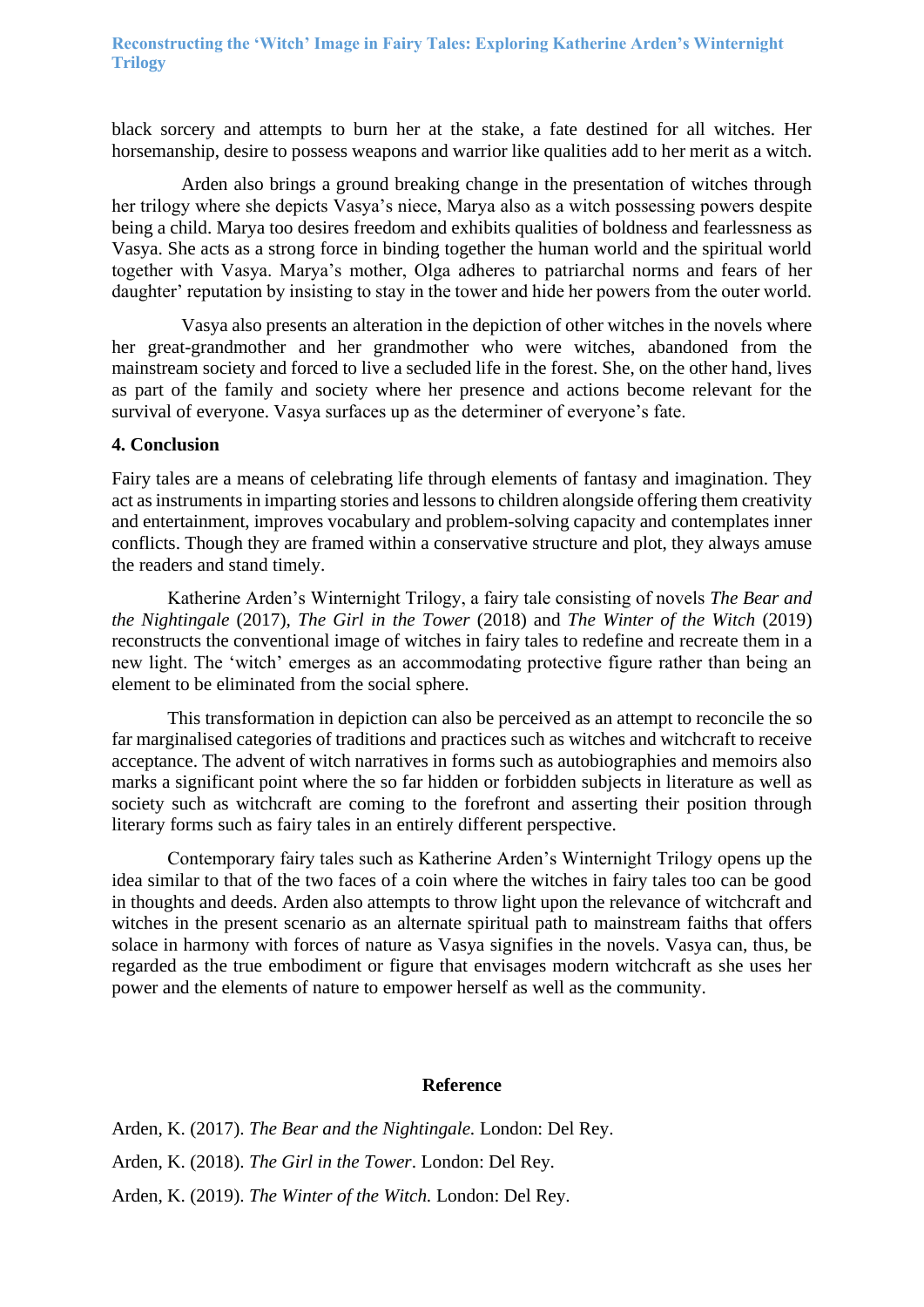black sorcery and attempts to burn her at the stake, a fate destined for all witches. Her horsemanship, desire to possess weapons and warrior like qualities add to her merit as a witch.

Arden also brings a ground breaking change in the presentation of witches through her trilogy where she depicts Vasya's niece, Marya also as a witch possessing powers despite being a child. Marya too desires freedom and exhibits qualities of boldness and fearlessness as Vasya. She acts as a strong force in binding together the human world and the spiritual world together with Vasya. Marya's mother, Olga adheres to patriarchal norms and fears of her daughter' reputation by insisting to stay in the tower and hide her powers from the outer world.

Vasya also presents an alteration in the depiction of other witches in the novels where her great-grandmother and her grandmother who were witches, abandoned from the mainstream society and forced to live a secluded life in the forest. She, on the other hand, lives as part of the family and society where her presence and actions become relevant for the survival of everyone. Vasya surfaces up as the determiner of everyone's fate.

## 4. Conclusion

Fairy tales are a means of celebrating life through elements of fantasy and imagination. They act as instruments in imparting stories and lessons to children alongside offering them creativity and entertainment, improves vocabulary and problem-solving capacity and contemplates inner conflicts. Though they are framed within a conservative structure and plot, they always amuse the readers and stand timely.

Katherine Arden's Winternight Trilogy, a fairy tale consisting of novels *The Bear and the Nightingale* (2017), *The Girl in the Tower* (2018) and *The Winter of the Witch* (2019) reconstructs the conventional image of witches in fairy tales to redefine and recreate them in a new light. The 'witch' emerges as an accommodating protective figure rather than being an element to be eliminated from the social sphere.

This transformation in depiction can also be perceived as an attempt to reconcile the so far marginalised categories of traditions and practices such as witches and witchcraft to receive acceptance. The advent of witch narratives in forms such as autobiographies and memoirs also marks a significant point where the so far hidden or forbidden subjects in literature as well as society such as witchcraft are coming to the forefront and asserting their position through literary forms such as fairy tales in an entirely different perspective.

Contemporary fairy tales such as Katherine Arden's Winternight Trilogy opens up the idea similar to that of the two faces of a coin where the witches in fairy tales too can be good in thoughts and deeds. Arden also attempts to throw light upon the relevance of witchcraft and witches in the present scenario as an alternate spiritual path to mainstream faiths that offers solace in harmony with forces of nature as Vasya signifies in the novels. Vasya can, thus, be regarded as the true embodiment or figure that envisages modern witchcraft as she uses her power and the elements of nature to empower herself as well as the community.

## Reference

Arden, K. (2017). *The Bear and the Nightingale.* London: Del Rey.

Arden, K. (2018). *The Girl in the Tower*. London: Del Rey.

Arden, K. (2019). *The Winter of the Witch.* London: Del Rey.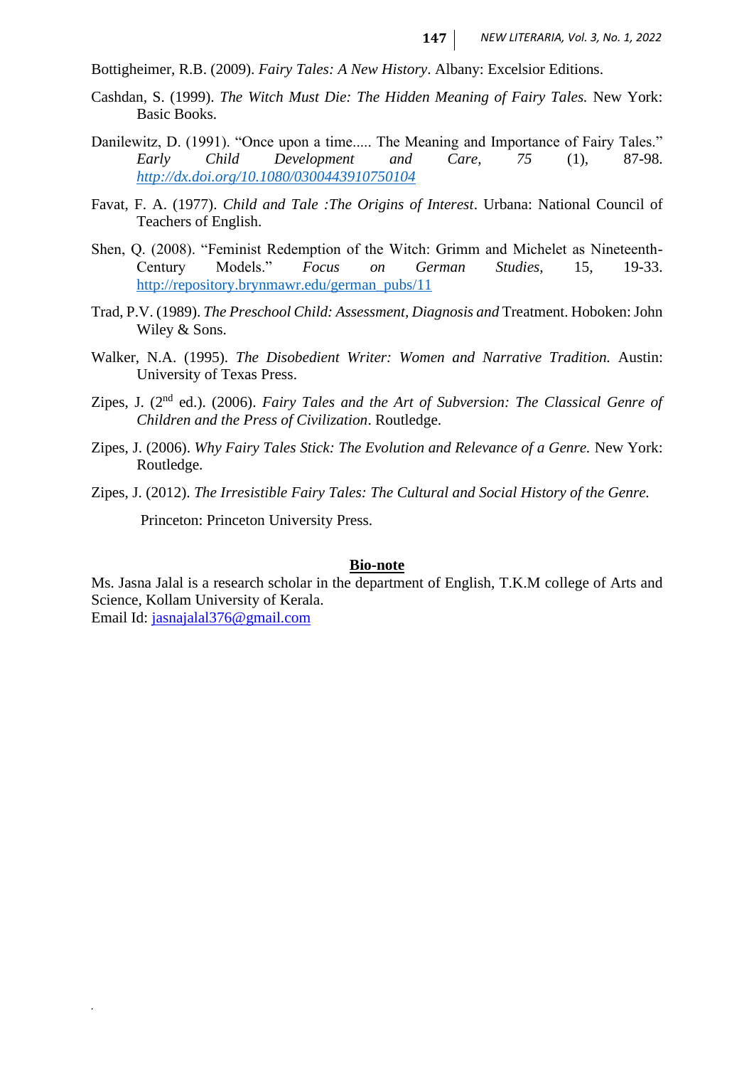Bottigheimer, R.B. (2009). *Fairy Tales: A New History*. Albany: Excelsior Editions.

Cashdan, S. (1999). *The Witch Must Die: The Hidden Meaning of Fairy Tales.* New York: Basic Books.

Danilewitz, D. (1991). "Once upon a time..... The Meaning and Importance of Fairy Tales." *Early Child Development and Care, 75* (1), 87-98. *http://dx.doi.org/10.1080/0300443910750104*

Favat, F. A. (1977). *Child and Tale :The Origins of Interest*. Urbana: National Council of Teachers of English.

Shen, Q. (2008). "Feminist Redemption of the Witch: Grimm and Michelet as Nineteenth-Century Models." *Focus on German Studies,* 15, 19-33. http://repository.brynmawr.edu/german_pubs/11

Trad, P.V. (1989). *The Preschool Child: Assessment, Diagnosis and* Treatment. Hoboken: John Wiley & Sons.

Walker, N.A. (1995). *The Disobedient Writer: Women and Narrative Tradition.* Austin: University of Texas Press.

Zipes, J. (2nd ed.). (2006). *Fairy Tales and the Art of Subversion: The Classical Genre of Children and the Press of Civilization*. Routledge.

Zipes, J. (2006). *Why Fairy Tales Stick: The Evolution and Relevance of a Genre.* New York: Routledge.

Zipes, J. (2012). *The Irresistible Fairy Tales: The Cultural and Social History of the Genre.*

Princeton: Princeton University Press.

**Bio-note**

Ms. Jasna Jalal is a research scholar in the department of English, T.K.M college of Arts and Science, Kollam University of Kerala.
Email Id: jasnajalal376@gmail.com